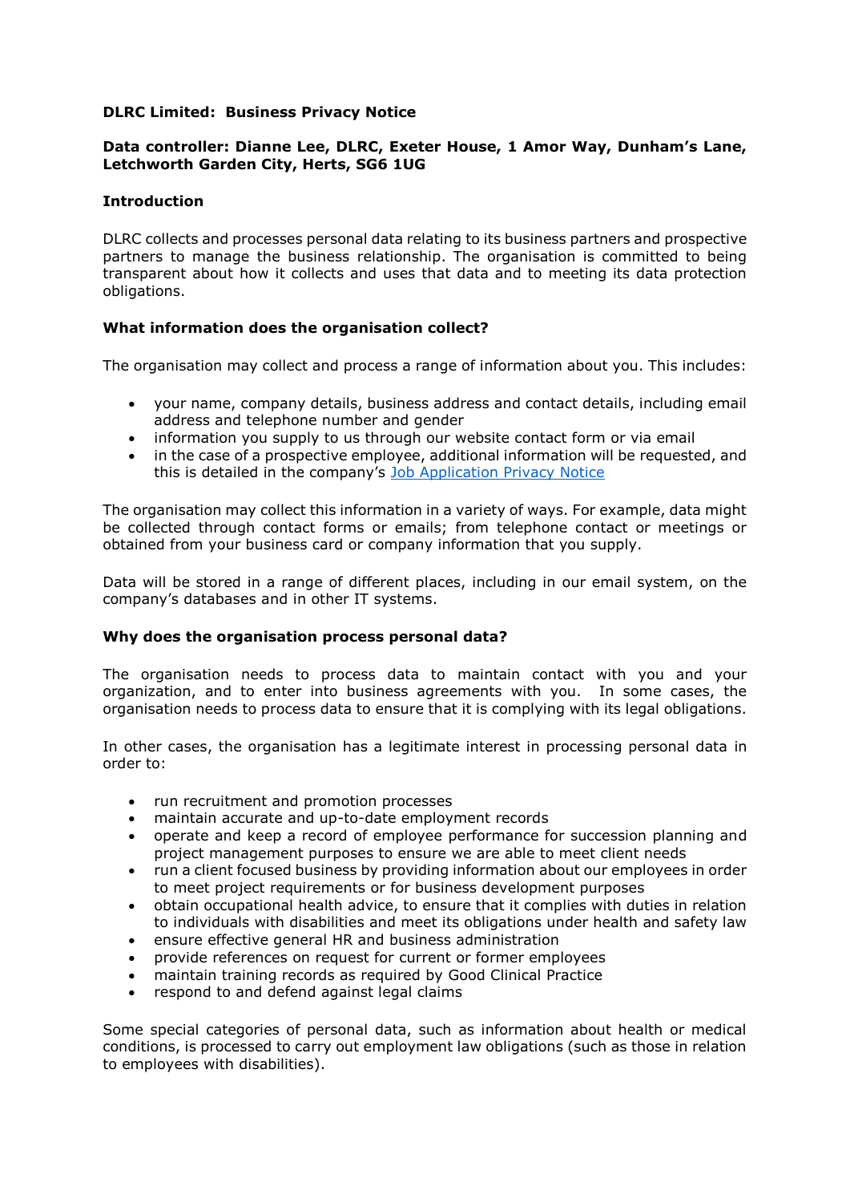**DLRC Limited: Business Privacy Notice**

**Data controller: Dianne Lee, DLRC, Exeter House, 1 Amor Way, Dunham's Lane, Letchworth Garden City, Herts, SG6 1UG**

**Introduction**

DLRC collects and processes personal data relating to its business partners and prospective partners to manage the business relationship. The organisation is committed to being transparent about how it collects and uses that data and to meeting its data protection obligations.

**What information does the organisation collect?**

The organisation may collect and process a range of information about you. This includes:

- your name, company details, business address and contact details, including email address and telephone number and gender
- information you supply to us through our website contact form or via email
- in the case of a prospective employee, additional information will be requested, and this is detailed in the company's Job Application Privacy Notice

The organisation may collect this information in a variety of ways. For example, data might be collected through contact forms or emails; from telephone contact or meetings or obtained from your business card or company information that you supply.

Data will be stored in a range of different places, including in our email system, on the company's databases and in other IT systems.

**Why does the organisation process personal data?**

The organisation needs to process data to maintain contact with you and your organization, and to enter into business agreements with you. In some cases, the organisation needs to process data to ensure that it is complying with its legal obligations.

In other cases, the organisation has a legitimate interest in processing personal data in order to:

- run recruitment and promotion processes
- maintain accurate and up-to-date employment records
- operate and keep a record of employee performance for succession planning and project management purposes to ensure we are able to meet client needs
- run a client focused business by providing information about our employees in order to meet project requirements or for business development purposes
- obtain occupational health advice, to ensure that it complies with duties in relation to individuals with disabilities and meet its obligations under health and safety law
- ensure effective general HR and business administration
- provide references on request for current or former employees
- maintain training records as required by Good Clinical Practice
- respond to and defend against legal claims

Some special categories of personal data, such as information about health or medical conditions, is processed to carry out employment law obligations (such as those in relation to employees with disabilities).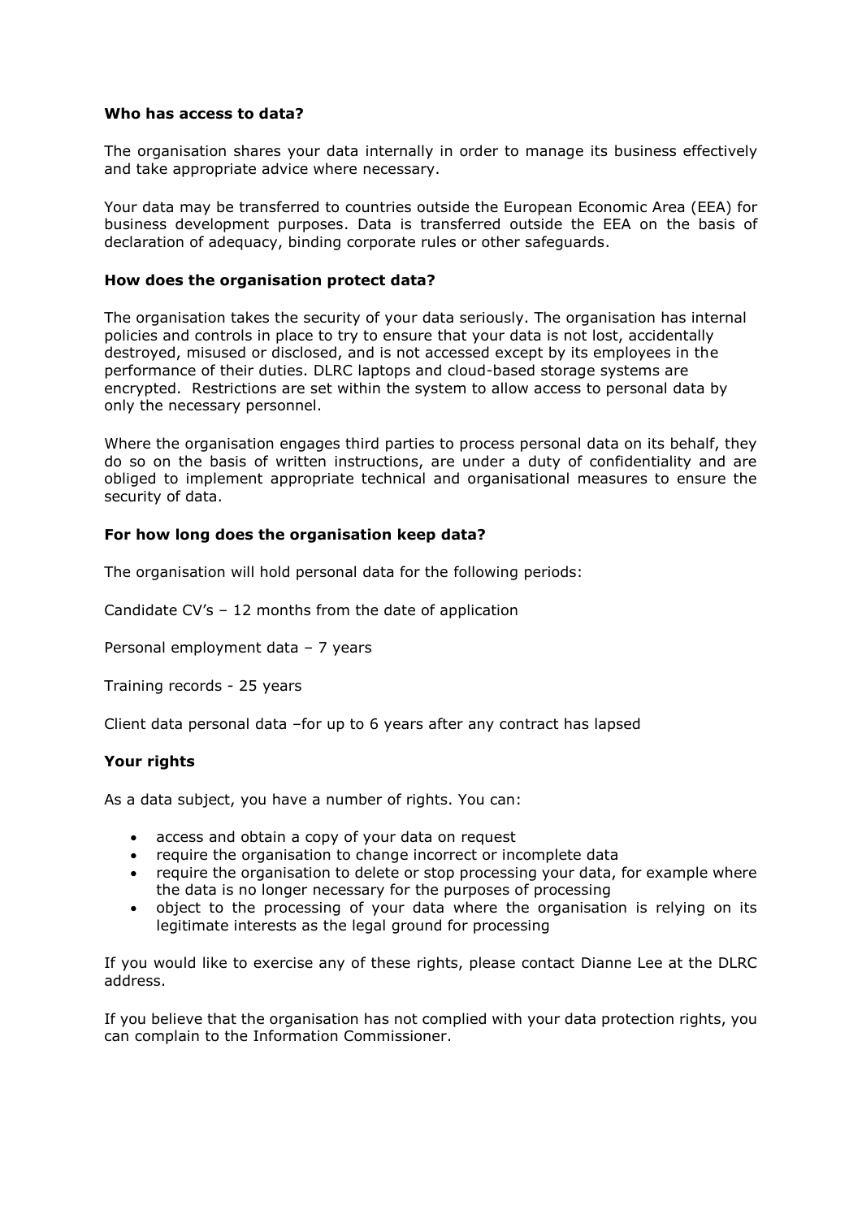**Who has access to data?**

The organisation shares your data internally in order to manage its business effectively and take appropriate advice where necessary.

Your data may be transferred to countries outside the European Economic Area (EEA) for business development purposes. Data is transferred outside the EEA on the basis of declaration of adequacy, binding corporate rules or other safeguards.

**How does the organisation protect data?**

The organisation takes the security of your data seriously. The organisation has internal policies and controls in place to try to ensure that your data is not lost, accidentally destroyed, misused or disclosed, and is not accessed except by its employees in the performance of their duties. DLRC laptops and cloud-based storage systems are encrypted. Restrictions are set within the system to allow access to personal data by only the necessary personnel.

Where the organisation engages third parties to process personal data on its behalf, they do so on the basis of written instructions, are under a duty of confidentiality and are obliged to implement appropriate technical and organisational measures to ensure the security of data.

**For how long does the organisation keep data?**

The organisation will hold personal data for the following periods:

Candidate CV's – 12 months from the date of application

Personal employment data – 7 years

Training records - 25 years

Client data personal data –for up to 6 years after any contract has lapsed

**Your rights**

As a data subject, you have a number of rights. You can:

- access and obtain a copy of your data on request
- require the organisation to change incorrect or incomplete data
- require the organisation to delete or stop processing your data, for example where the data is no longer necessary for the purposes of processing
- object to the processing of your data where the organisation is relying on its legitimate interests as the legal ground for processing

If you would like to exercise any of these rights, please contact Dianne Lee at the DLRC address.

If you believe that the organisation has not complied with your data protection rights, you can complain to the Information Commissioner.